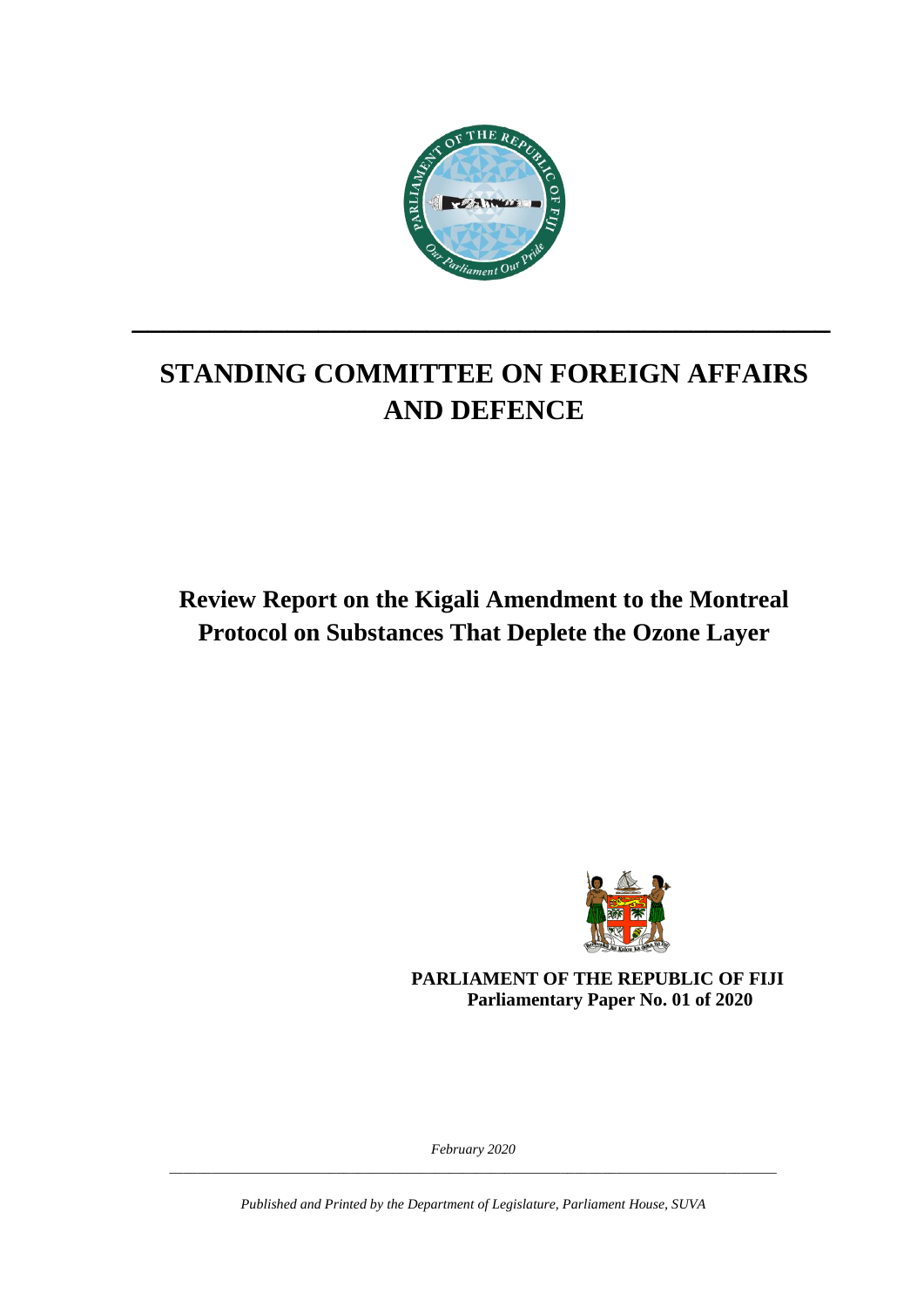# STANDING COMMITTEE ON FOREIGN AFFAIRS AND DEFENCE

## Review Report on the Kigali Amendment to the Montreal Protocol on Substances That Deplete the Ozone Layer

**PARLIAMENT OF THE REPUBLIC OF FIJI**
**Parliamentary Paper No. 01 of 2020**

*February 2020*

*Published and Printed by the Department of Legislature, Parliament House, SUVA*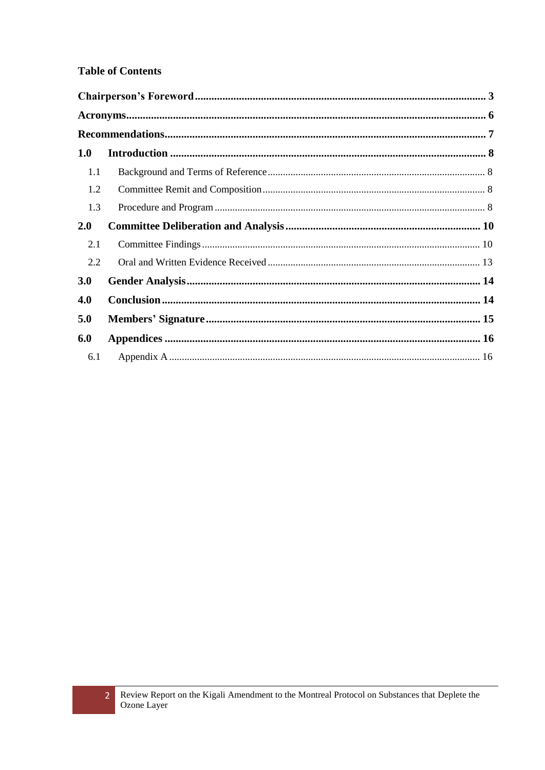## Table of Contents

**Chairperson's Foreword** ........................................................................................................ **3**

**Acronyms** ................................................................................................................................ **6**

**Recommendations** ................................................................................................................... **7**

**1.0 Introduction** ....................................................................................................................... **8**

- 1.1 Background and Terms of Reference ................................................................................ 8
- 1.2 Committee Remit and Composition .................................................................................. 8
- 1.3 Procedure and Program .................................................................................................... 8

**2.0 Committee Deliberation and Analysis** .............................................................................. **10**

- 2.1 Committee Findings ......................................................................................................... 10
- 2.2 Oral and Written Evidence Received ................................................................................ 13

**3.0 Gender Analysis** ................................................................................................................. **14**

**4.0 Conclusion** .......................................................................................................................... **14**

**5.0 Members' Signature** ........................................................................................................... **15**

**6.0 Appendices** ......................................................................................................................... **16**

- 6.1 Appendix A ...................................................................................................................... 16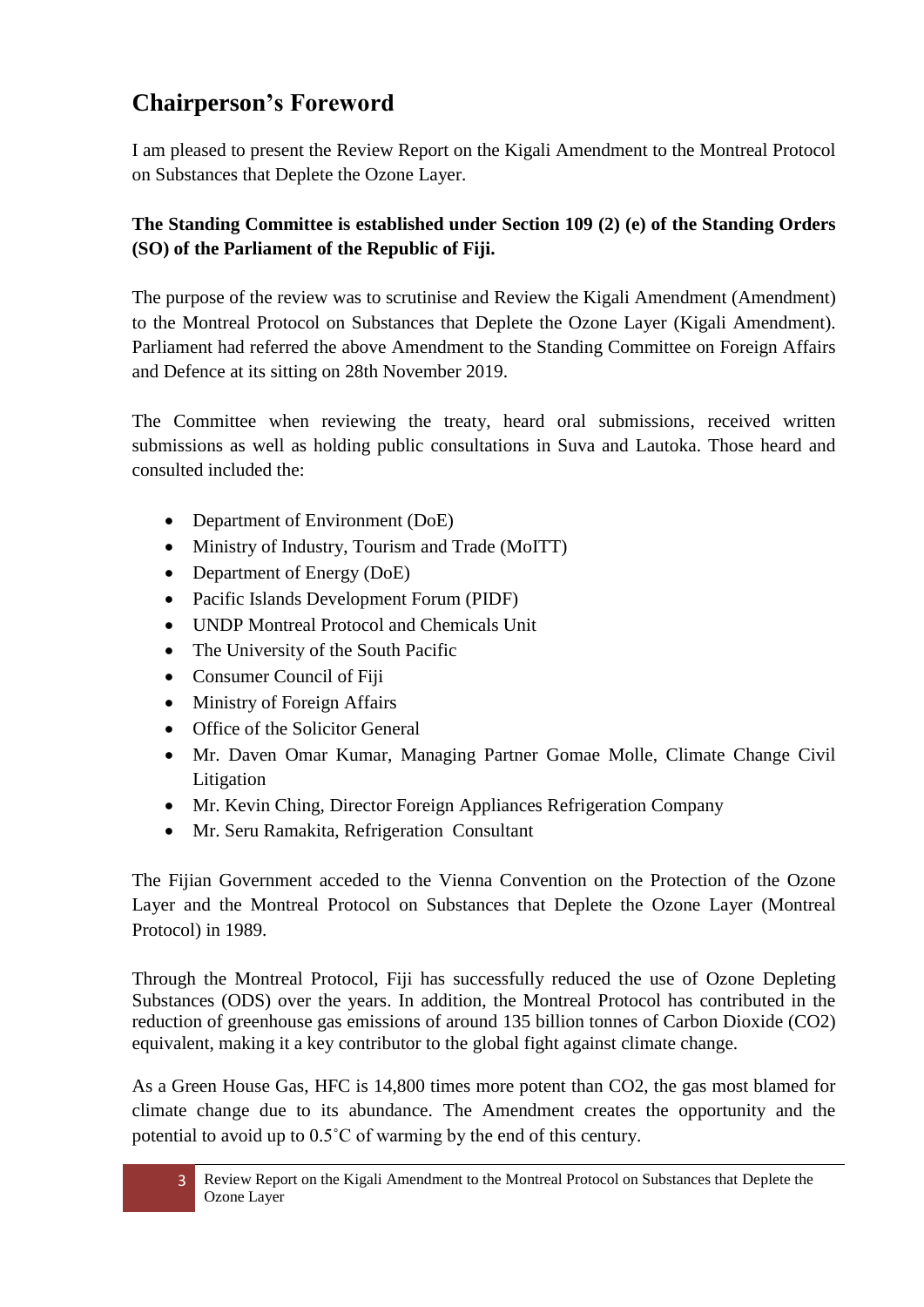## Chairperson's Foreword

I am pleased to present the Review Report on the Kigali Amendment to the Montreal Protocol on Substances that Deplete the Ozone Layer.

**The Standing Committee is established under Section 109 (2) (e) of the Standing Orders (SO) of the Parliament of the Republic of Fiji.**

The purpose of the review was to scrutinise and Review the Kigali Amendment (Amendment) to the Montreal Protocol on Substances that Deplete the Ozone Layer (Kigali Amendment). Parliament had referred the above Amendment to the Standing Committee on Foreign Affairs and Defence at its sitting on 28th November 2019.

The Committee when reviewing the treaty, heard oral submissions, received written submissions as well as holding public consultations in Suva and Lautoka. Those heard and consulted included the:

- Department of Environment (DoE)
- Ministry of Industry, Tourism and Trade (MoITT)
- Department of Energy (DoE)
- Pacific Islands Development Forum (PIDF)
- UNDP Montreal Protocol and Chemicals Unit
- The University of the South Pacific
- Consumer Council of Fiji
- Ministry of Foreign Affairs
- Office of the Solicitor General
- Mr. Daven Omar Kumar, Managing Partner Gomae Molle, Climate Change Civil Litigation
- Mr. Kevin Ching, Director Foreign Appliances Refrigeration Company
- Mr. Seru Ramakita, Refrigeration Consultant

The Fijian Government acceded to the Vienna Convention on the Protection of the Ozone Layer and the Montreal Protocol on Substances that Deplete the Ozone Layer (Montreal Protocol) in 1989.

Through the Montreal Protocol, Fiji has successfully reduced the use of Ozone Depleting Substances (ODS) over the years. In addition, the Montreal Protocol has contributed in the reduction of greenhouse gas emissions of around 135 billion tonnes of Carbon Dioxide ($CO_2$) equivalent, making it a key contributor to the global fight against climate change.

As a Green House Gas, HFC is 14,800 times more potent than $CO_2$, the gas most blamed for climate change due to its abundance. The Amendment creates the opportunity and the potential to avoid up to 0.5˚C of warming by the end of this century.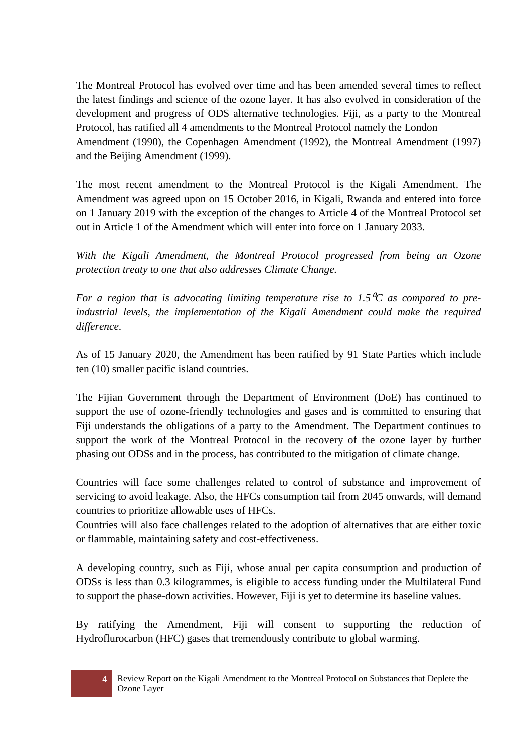The Montreal Protocol has evolved over time and has been amended several times to reflect the latest findings and science of the ozone layer. It has also evolved in consideration of the development and progress of ODS alternative technologies. Fiji, as a party to the Montreal Protocol, has ratified all 4 amendments to the Montreal Protocol namely the London Amendment (1990), the Copenhagen Amendment (1992), the Montreal Amendment (1997) and the Beijing Amendment (1999).

The most recent amendment to the Montreal Protocol is the Kigali Amendment. The Amendment was agreed upon on 15 October 2016, in Kigali, Rwanda and entered into force on 1 January 2019 with the exception of the changes to Article 4 of the Montreal Protocol set out in Article 1 of the Amendment which will enter into force on 1 January 2033.

*With the Kigali Amendment, the Montreal Protocol progressed from being an Ozone protection treaty to one that also addresses Climate Change.*

*For a region that is advocating limiting temperature rise to 1.5 $^{0}$C as compared to pre-industrial levels, the implementation of the Kigali Amendment could make the required difference.*

As of 15 January 2020, the Amendment has been ratified by 91 State Parties which include ten (10) smaller pacific island countries.

The Fijian Government through the Department of Environment (DoE) has continued to support the use of ozone-friendly technologies and gases and is committed to ensuring that Fiji understands the obligations of a party to the Amendment. The Department continues to support the work of the Montreal Protocol in the recovery of the ozone layer by further phasing out ODSs and in the process, has contributed to the mitigation of climate change.

Countries will face some challenges related to control of substance and improvement of servicing to avoid leakage. Also, the HFCs consumption tail from 2045 onwards, will demand countries to prioritize allowable uses of HFCs.
Countries will also face challenges related to the adoption of alternatives that are either toxic or flammable, maintaining safety and cost-effectiveness.

A developing country, such as Fiji, whose anual per capita consumption and production of ODSs is less than 0.3 kilogrammes, is eligible to access funding under the Multilateral Fund to support the phase-down activities. However, Fiji is yet to determine its baseline values.

By ratifying the Amendment, Fiji will consent to supporting the reduction of Hydroflurocarbon (HFC) gases that tremendously contribute to global warming.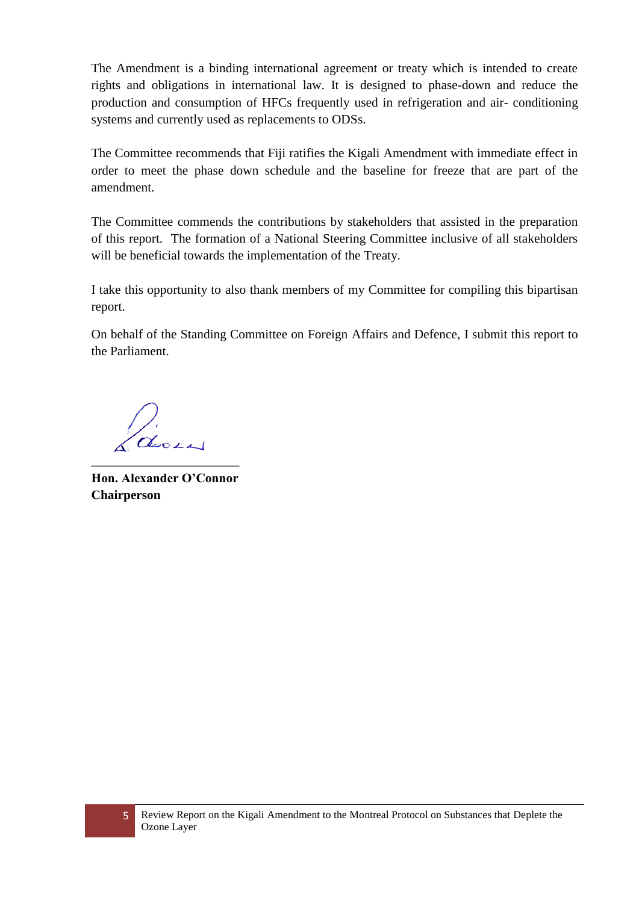The Amendment is a binding international agreement or treaty which is intended to create rights and obligations in international law. It is designed to phase-down and reduce the production and consumption of HFCs frequently used in refrigeration and air- conditioning systems and currently used as replacements to ODSs.

The Committee recommends that Fiji ratifies the Kigali Amendment with immediate effect in order to meet the phase down schedule and the baseline for freeze that are part of the amendment.

The Committee commends the contributions by stakeholders that assisted in the preparation of this report. The formation of a National Steering Committee inclusive of all stakeholders will be beneficial towards the implementation of the Treaty.

I take this opportunity to also thank members of my Committee for compiling this bipartisan report.

On behalf of the Standing Committee on Foreign Affairs and Defence, I submit this report to the Parliament.

\_\_\_\_\_\_\_\_\_\_\_\_\_\_\_\_\_\_\_\_\_\_\_\_

**Hon. Alexander O'Connor**
**Chairperson**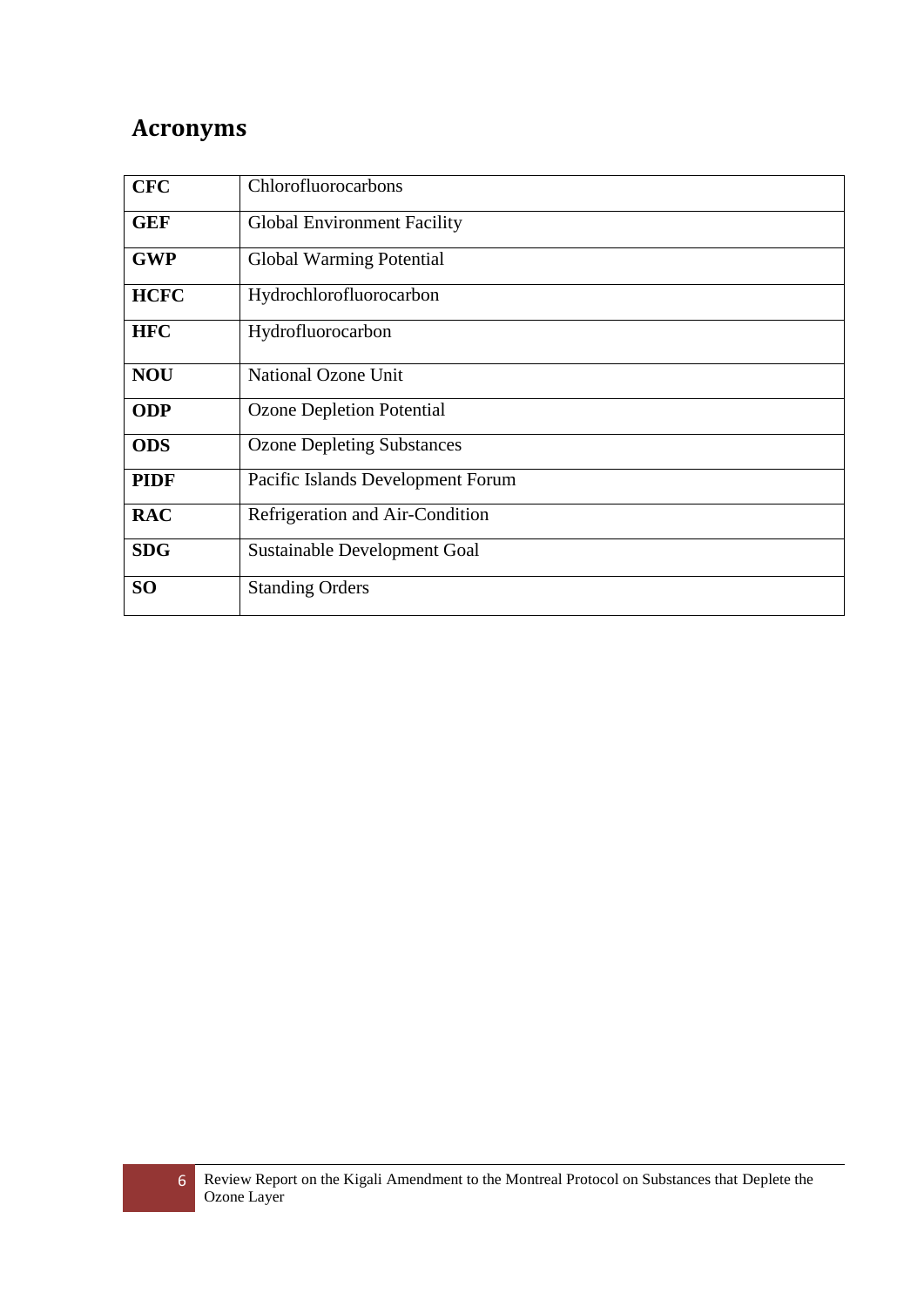## Acronyms

| | |
|---|---|
| **CFC** | Chlorofluorocarbons |
| **GEF** | Global Environment Facility |
| **GWP** | Global Warming Potential |
| **HCFC** | Hydrochlorofluorocarbon |
| **HFC** | Hydrofluorocarbon |
| **NOU** | National Ozone Unit |
| **ODP** | Ozone Depletion Potential |
| **ODS** | Ozone Depleting Substances |
| **PIDF** | Pacific Islands Development Forum |
| **RAC** | Refrigeration and Air-Condition |
| **SDG** | Sustainable Development Goal |
| **SO** | Standing Orders |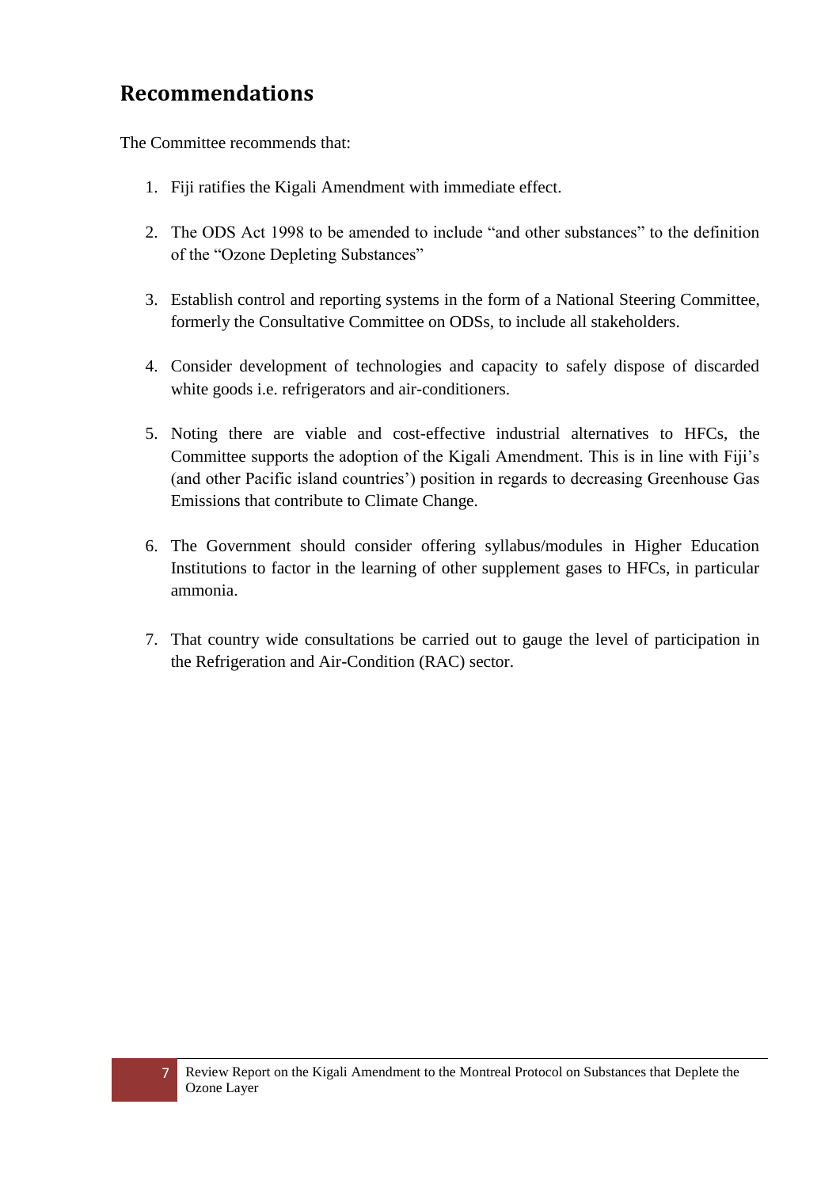## Recommendations

The Committee recommends that:

1. Fiji ratifies the Kigali Amendment with immediate effect.

2. The ODS Act 1998 to be amended to include "and other substances" to the definition of the "Ozone Depleting Substances"

3. Establish control and reporting systems in the form of a National Steering Committee, formerly the Consultative Committee on ODSs, to include all stakeholders.

4. Consider development of technologies and capacity to safely dispose of discarded white goods i.e. refrigerators and air-conditioners.

5. Noting there are viable and cost-effective industrial alternatives to HFCs, the Committee supports the adoption of the Kigali Amendment. This is in line with Fiji's (and other Pacific island countries') position in regards to decreasing Greenhouse Gas Emissions that contribute to Climate Change.

6. The Government should consider offering syllabus/modules in Higher Education Institutions to factor in the learning of other supplement gases to HFCs, in particular ammonia.

7. That country wide consultations be carried out to gauge the level of participation in the Refrigeration and Air-Condition (RAC) sector.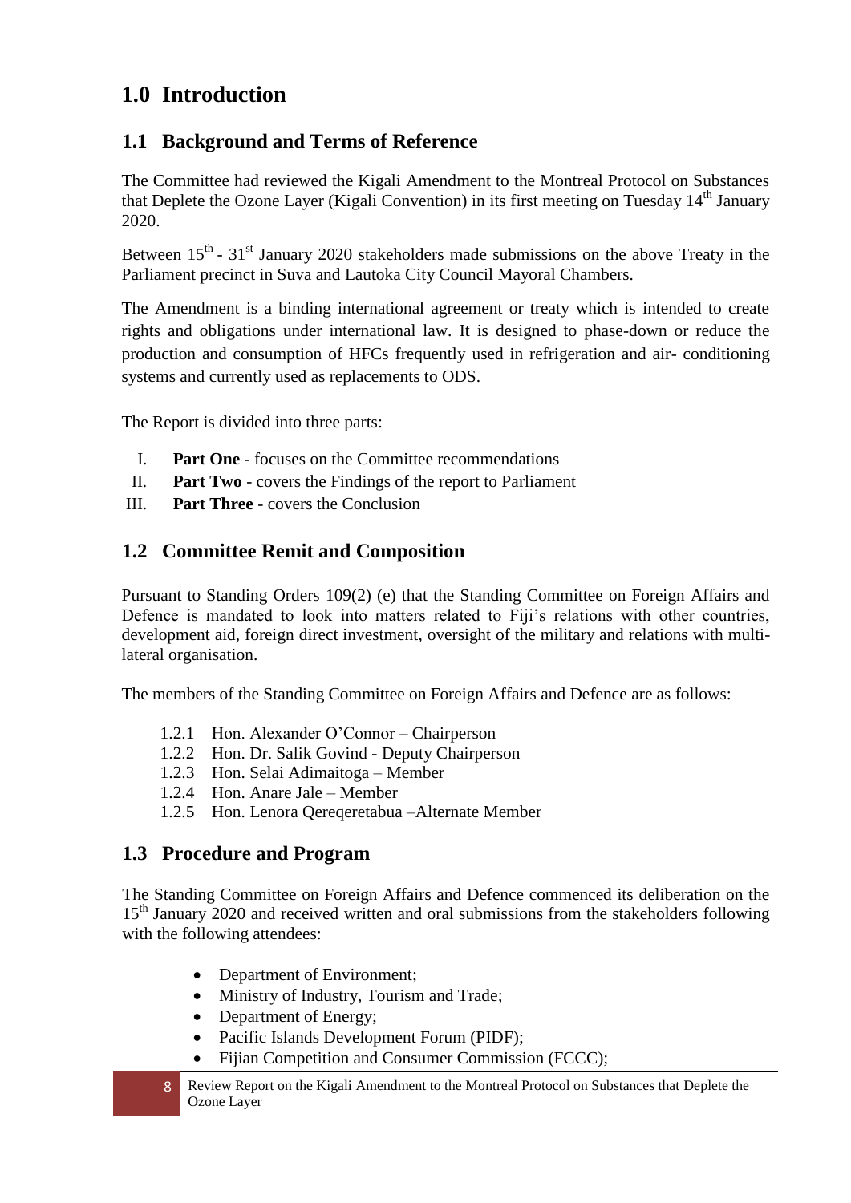# 1.0 Introduction

## 1.1 Background and Terms of Reference

The Committee had reviewed the Kigali Amendment to the Montreal Protocol on Substances that Deplete the Ozone Layer (Kigali Convention) in its first meeting on Tuesday 14th January 2020.

Between 15th - 31st January 2020 stakeholders made submissions on the above Treaty in the Parliament precinct in Suva and Lautoka City Council Mayoral Chambers.

The Amendment is a binding international agreement or treaty which is intended to create rights and obligations under international law. It is designed to phase-down or reduce the production and consumption of HFCs frequently used in refrigeration and air- conditioning systems and currently used as replacements to ODS.

The Report is divided into three parts:

I. **Part One** - focuses on the Committee recommendations
II. **Part Two** - covers the Findings of the report to Parliament
III. **Part Three** - covers the Conclusion

## 1.2 Committee Remit and Composition

Pursuant to Standing Orders 109(2) (e) that the Standing Committee on Foreign Affairs and Defence is mandated to look into matters related to Fiji's relations with other countries, development aid, foreign direct investment, oversight of the military and relations with multi-lateral organisation.

The members of the Standing Committee on Foreign Affairs and Defence are as follows:

1.2.1 Hon. Alexander O'Connor – Chairperson
1.2.2 Hon. Dr. Salik Govind - Deputy Chairperson
1.2.3 Hon. Selai Adimaitoga – Member
1.2.4 Hon. Anare Jale – Member
1.2.5 Hon. Lenora Qereqeretabua –Alternate Member

## 1.3 Procedure and Program

The Standing Committee on Foreign Affairs and Defence commenced its deliberation on the 15th January 2020 and received written and oral submissions from the stakeholders following with the following attendees:

- Department of Environment;
- Ministry of Industry, Tourism and Trade;
- Department of Energy;
- Pacific Islands Development Forum (PIDF);
- Fijian Competition and Consumer Commission (FCCC);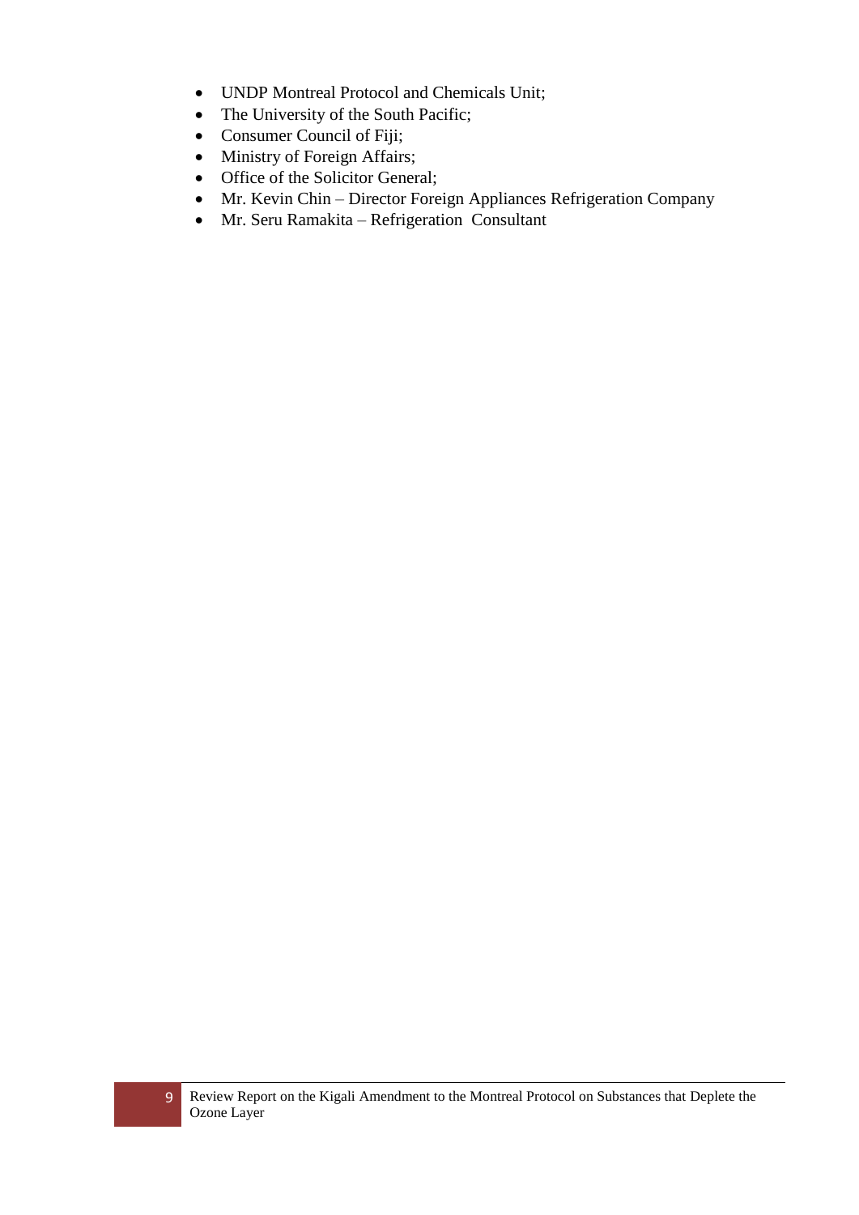- UNDP Montreal Protocol and Chemicals Unit;
- The University of the South Pacific;
- Consumer Council of Fiji;
- Ministry of Foreign Affairs;
- Office of the Solicitor General;
- Mr. Kevin Chin – Director Foreign Appliances Refrigeration Company
- Mr. Seru Ramakita – Refrigeration Consultant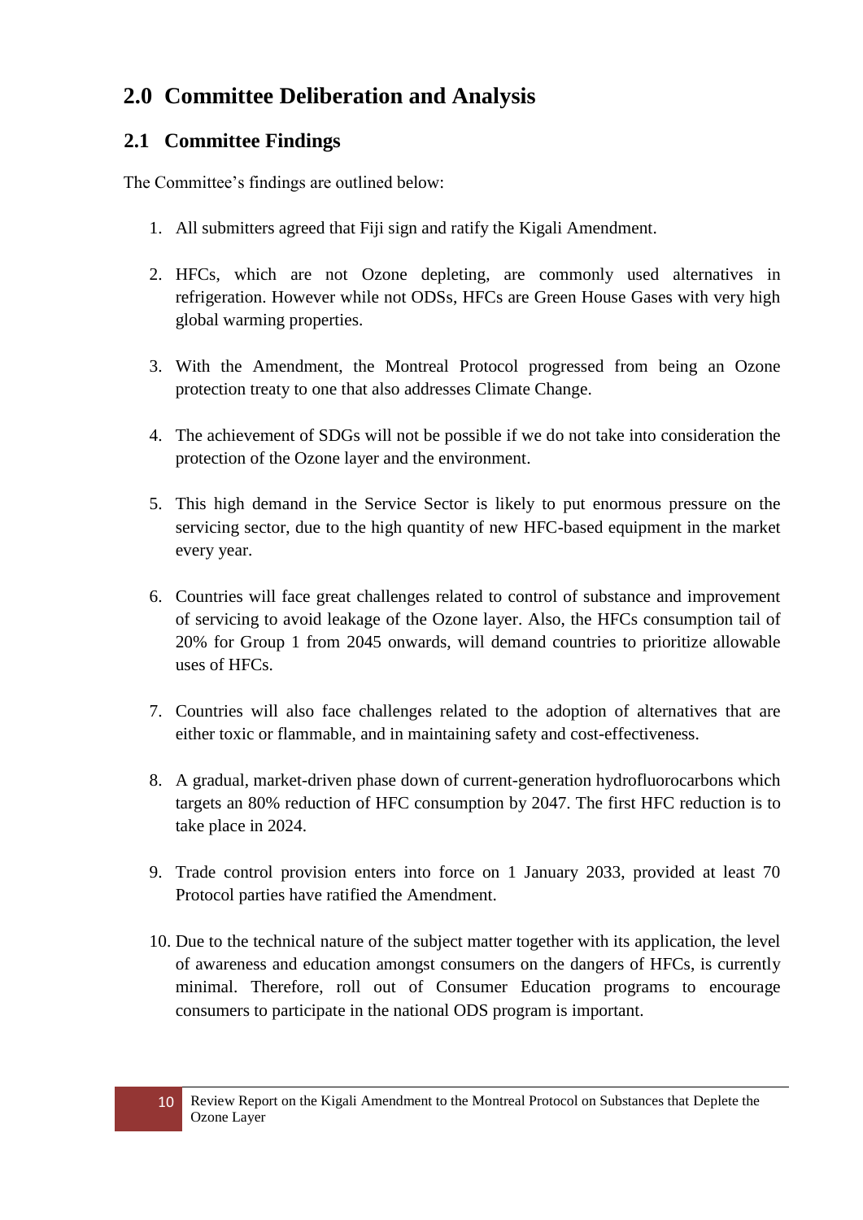## 2.0 Committee Deliberation and Analysis

### 2.1 Committee Findings

The Committee's findings are outlined below:

1. All submitters agreed that Fiji sign and ratify the Kigali Amendment.

2. HFCs, which are not Ozone depleting, are commonly used alternatives in refrigeration. However while not ODSs, HFCs are Green House Gases with very high global warming properties.

3. With the Amendment, the Montreal Protocol progressed from being an Ozone protection treaty to one that also addresses Climate Change.

4. The achievement of SDGs will not be possible if we do not take into consideration the protection of the Ozone layer and the environment.

5. This high demand in the Service Sector is likely to put enormous pressure on the servicing sector, due to the high quantity of new HFC-based equipment in the market every year.

6. Countries will face great challenges related to control of substance and improvement of servicing to avoid leakage of the Ozone layer. Also, the HFCs consumption tail of 20% for Group 1 from 2045 onwards, will demand countries to prioritize allowable uses of HFCs.

7. Countries will also face challenges related to the adoption of alternatives that are either toxic or flammable, and in maintaining safety and cost-effectiveness.

8. A gradual, market-driven phase down of current-generation hydrofluorocarbons which targets an 80% reduction of HFC consumption by 2047. The first HFC reduction is to take place in 2024.

9. Trade control provision enters into force on 1 January 2033, provided at least 70 Protocol parties have ratified the Amendment.

10. Due to the technical nature of the subject matter together with its application, the level of awareness and education amongst consumers on the dangers of HFCs, is currently minimal. Therefore, roll out of Consumer Education programs to encourage consumers to participate in the national ODS program is important.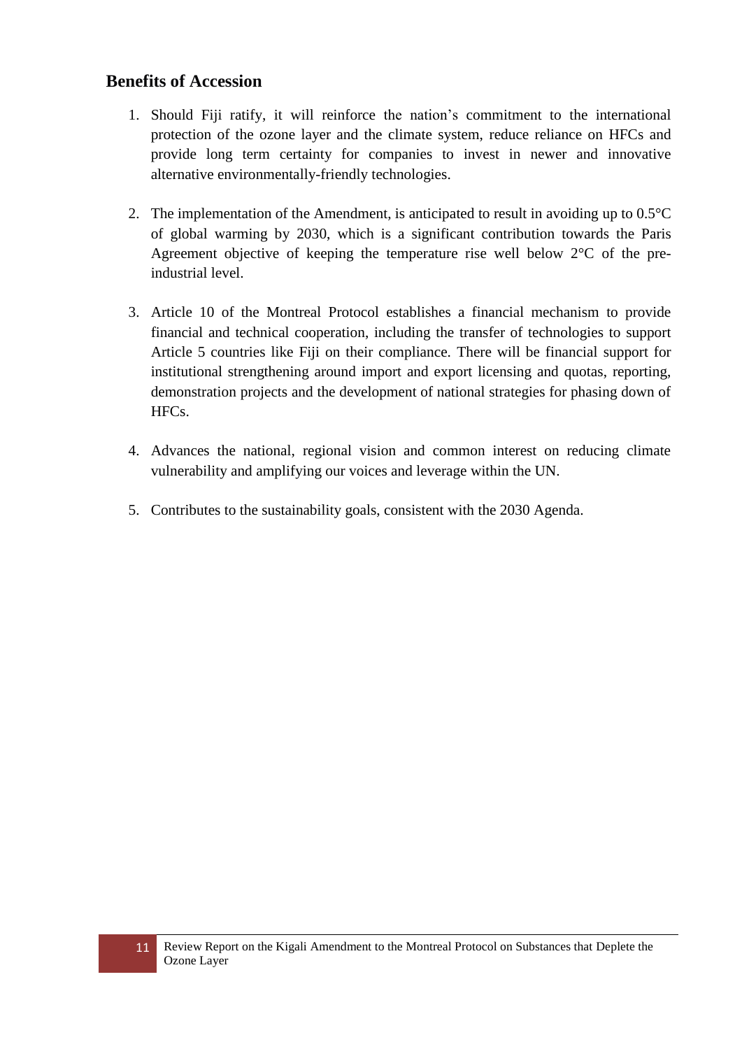## Benefits of Accession

1. Should Fiji ratify, it will reinforce the nation's commitment to the international protection of the ozone layer and the climate system, reduce reliance on HFCs and provide long term certainty for companies to invest in newer and innovative alternative environmentally-friendly technologies.

2. The implementation of the Amendment, is anticipated to result in avoiding up to 0.5°C of global warming by 2030, which is a significant contribution towards the Paris Agreement objective of keeping the temperature rise well below 2°C of the pre-industrial level.

3. Article 10 of the Montreal Protocol establishes a financial mechanism to provide financial and technical cooperation, including the transfer of technologies to support Article 5 countries like Fiji on their compliance. There will be financial support for institutional strengthening around import and export licensing and quotas, reporting, demonstration projects and the development of national strategies for phasing down of HFCs.

4. Advances the national, regional vision and common interest on reducing climate vulnerability and amplifying our voices and leverage within the UN.

5. Contributes to the sustainability goals, consistent with the 2030 Agenda.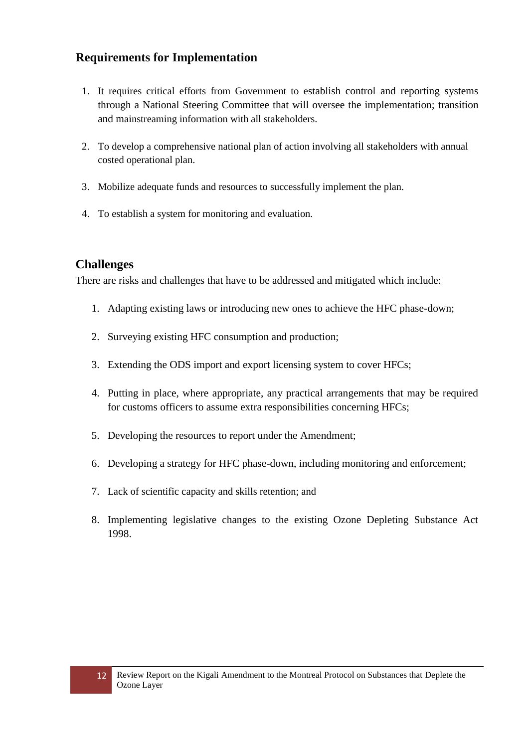## Requirements for Implementation

1. It requires critical efforts from Government to establish control and reporting systems through a National Steering Committee that will oversee the implementation; transition and mainstreaming information with all stakeholders.

2. To develop a comprehensive national plan of action involving all stakeholders with annual costed operational plan.

3. Mobilize adequate funds and resources to successfully implement the plan.

4. To establish a system for monitoring and evaluation.

## Challenges

There are risks and challenges that have to be addressed and mitigated which include:

1. Adapting existing laws or introducing new ones to achieve the HFC phase-down;

2. Surveying existing HFC consumption and production;

3. Extending the ODS import and export licensing system to cover HFCs;

4. Putting in place, where appropriate, any practical arrangements that may be required for customs officers to assume extra responsibilities concerning HFCs;

5. Developing the resources to report under the Amendment;

6. Developing a strategy for HFC phase-down, including monitoring and enforcement;

7. Lack of scientific capacity and skills retention; and

8. Implementing legislative changes to the existing Ozone Depleting Substance Act 1998.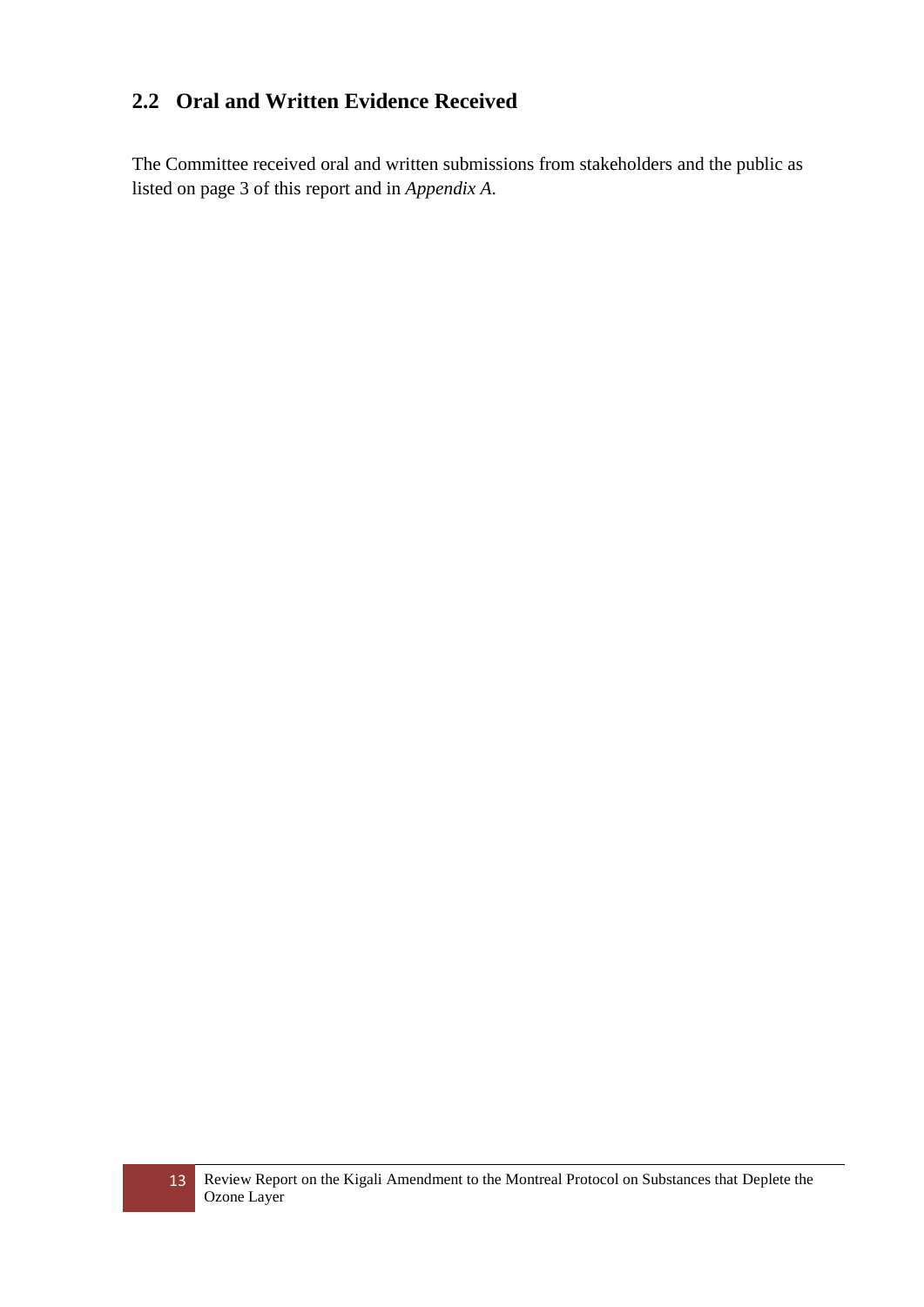## 2.2 Oral and Written Evidence Received

The Committee received oral and written submissions from stakeholders and the public as listed on page 3 of this report and in *Appendix A.*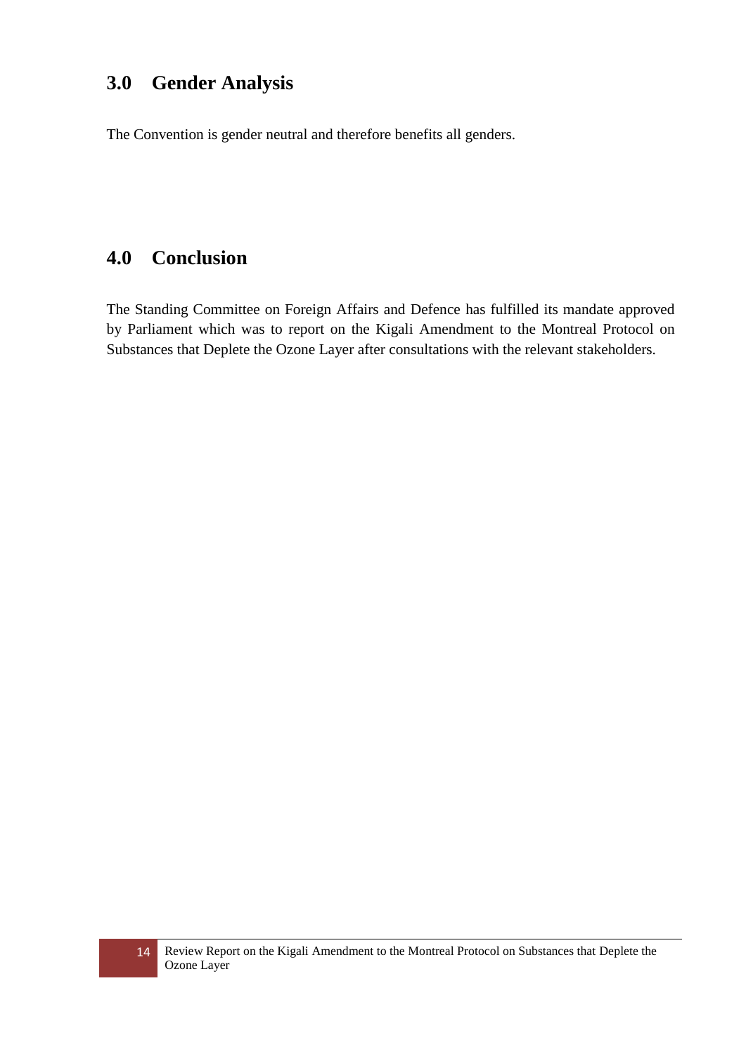## 3.0 Gender Analysis

The Convention is gender neutral and therefore benefits all genders.

## 4.0 Conclusion

The Standing Committee on Foreign Affairs and Defence has fulfilled its mandate approved by Parliament which was to report on the Kigali Amendment to the Montreal Protocol on Substances that Deplete the Ozone Layer after consultations with the relevant stakeholders.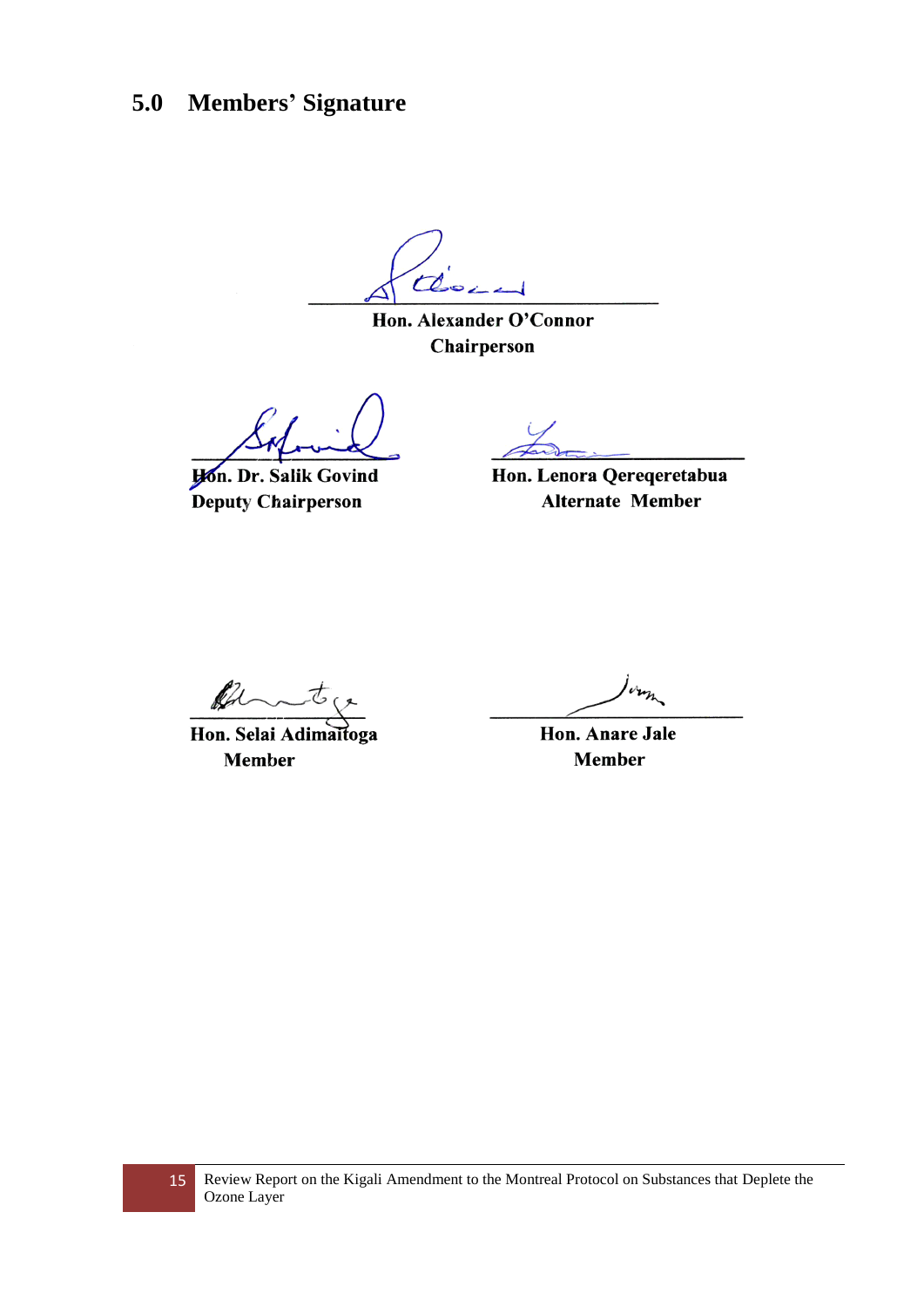## 5.0 Members' Signature

**Hon. Alexander O'Connor**
**Chairperson**

**Hon. Dr. Salik Govind**
**Deputy Chairperson**

**Hon. Lenora Qereqeretabua**
**Alternate Member**

**Hon. Selai Adimaitoga**
**Member**

**Hon. Anare Jale**
**Member**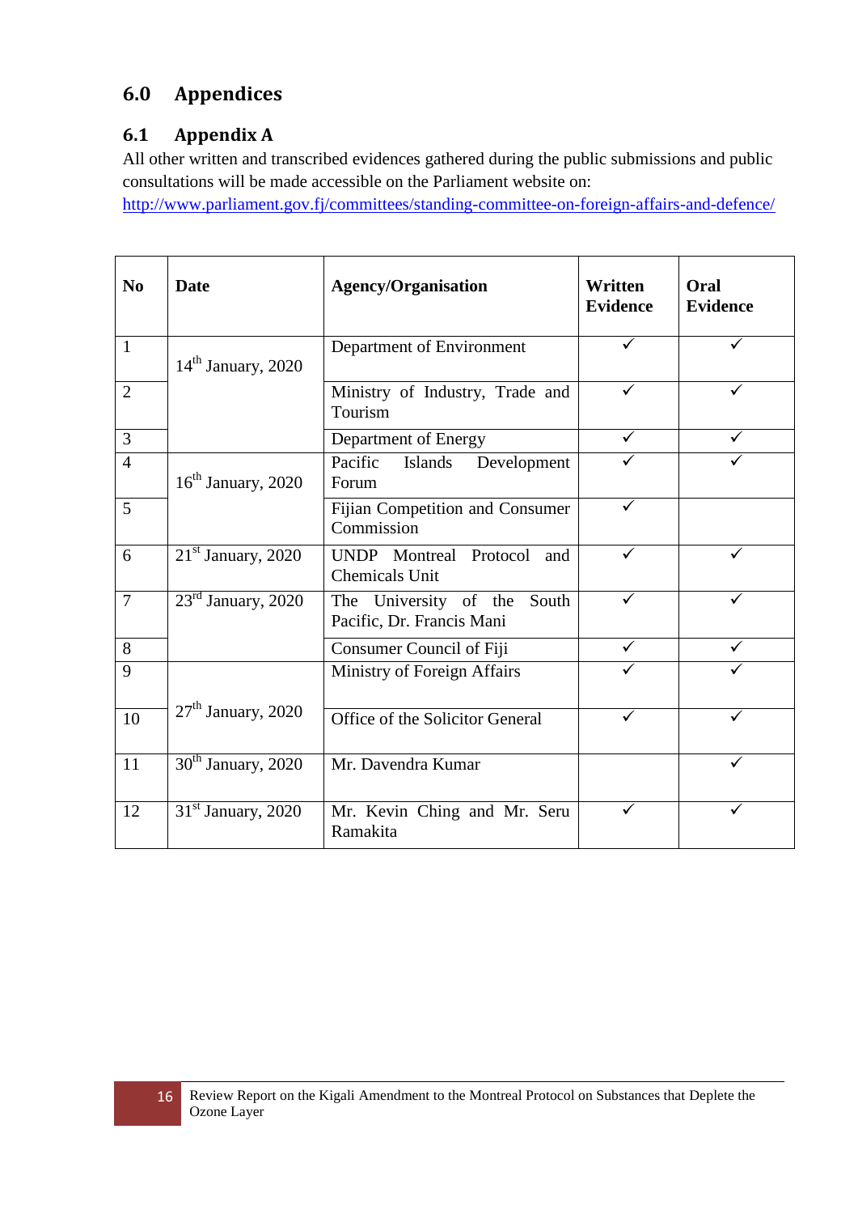## 6.0 Appendices

### 6.1 Appendix A

All other written and transcribed evidences gathered during the public submissions and public consultations will be made accessible on the Parliament website on: http://www.parliament.gov.fj/committees/standing-committee-on-foreign-affairs-and-defence/

| No | Date | Agency/Organisation | Written Evidence | Oral Evidence |
|---|---|---|---|---|
| 1 | 14th January, 2020 | Department of Environment | ✓ | ✓ |
| 2 | | Ministry of Industry, Trade and Tourism | ✓ | ✓ |
| 3 | | Department of Energy | ✓ | ✓ |
| 4 | 16th January, 2020 | Pacific Islands Development Forum | ✓ | ✓ |
| 5 | | Fijian Competition and Consumer Commission | ✓ | |
| 6 | 21st January, 2020 | UNDP Montreal Protocol and Chemicals Unit | ✓ | ✓ |
| 7 | 23rd January, 2020 | The University of the South Pacific, Dr. Francis Mani | ✓ | ✓ |
| 8 | | Consumer Council of Fiji | ✓ | ✓ |
| 9 | 27th January, 2020 | Ministry of Foreign Affairs | ✓ | ✓ |
| 10 | | Office of the Solicitor General | ✓ | ✓ |
| 11 | 30th January, 2020 | Mr. Davendra Kumar | | ✓ |
| 12 | 31st January, 2020 | Mr. Kevin Ching and Mr. Seru Ramakita | ✓ | ✓ |